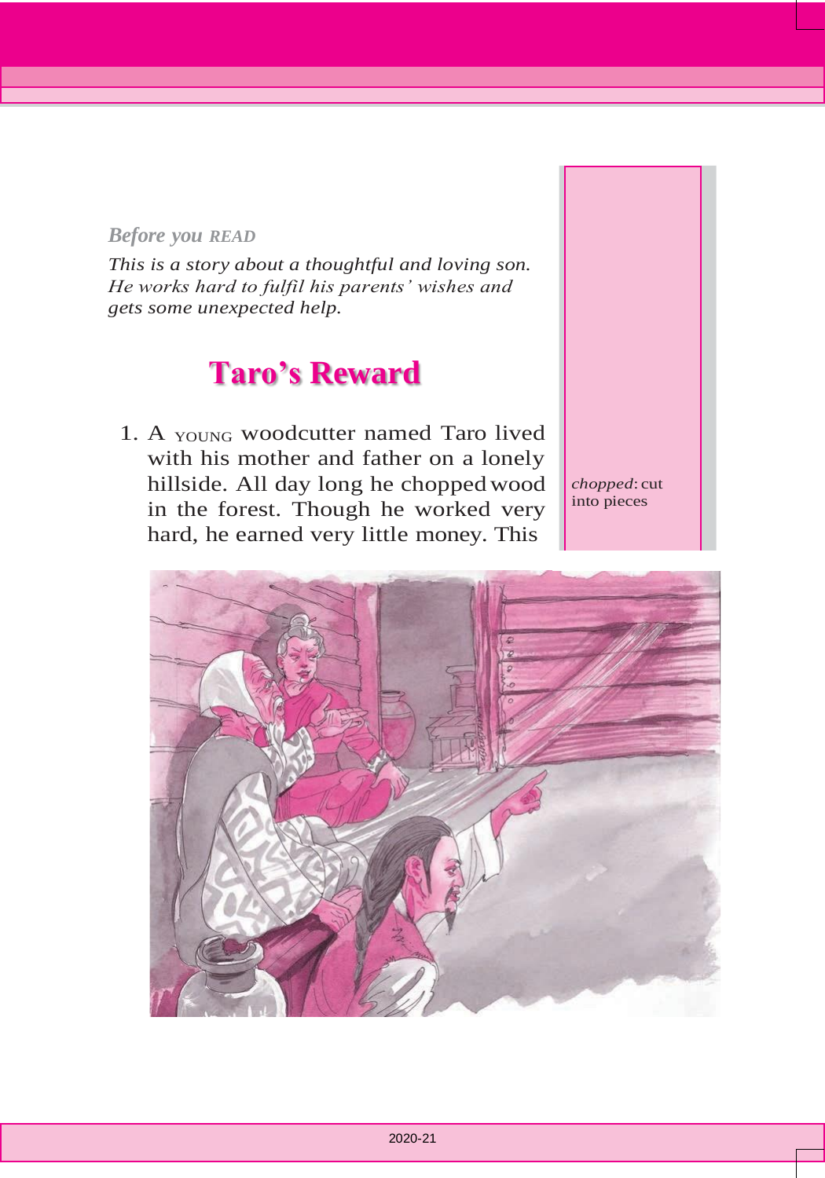*Before you READ*

*This is a story about a thoughtful and loving son. He works hard to fulfil his parents' wishes and gets some unexpected help.*

# Taro's Reward

1. A YOUNG woodcutter named Taro lived with his mother and father on a lonely hillside. All day long he chopped wood in the forest. Though he worked very hard, he earned very little money. This

*chopped*: cut into pieces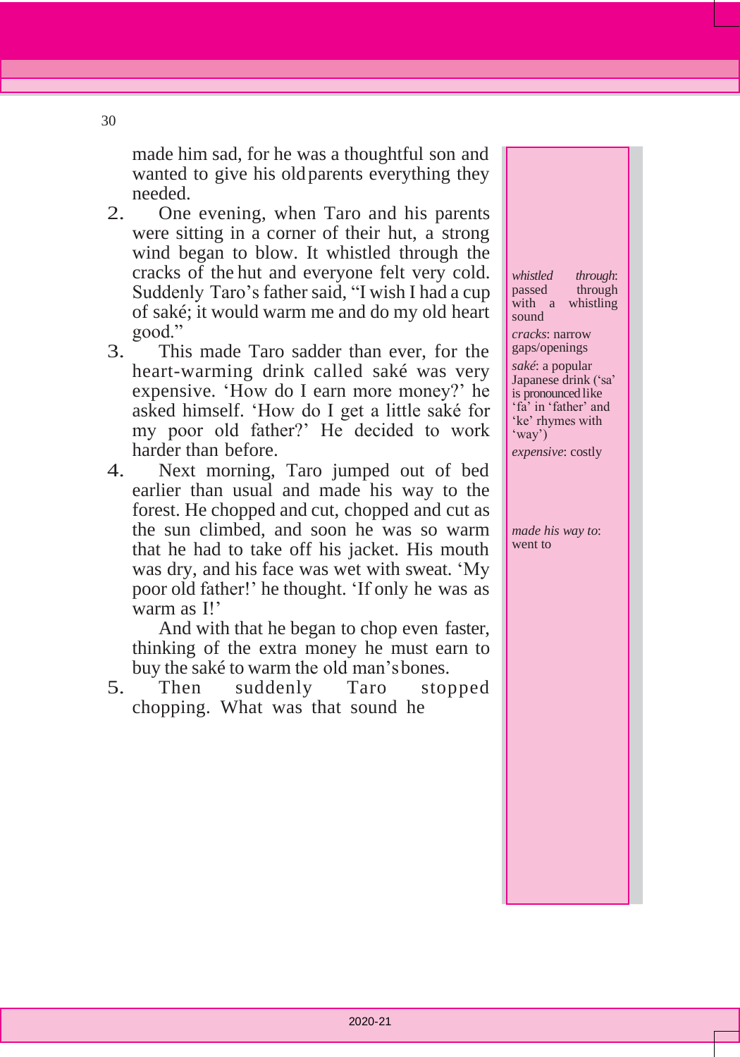made him sad, for he was a thoughtful son and wanted to give his old parents everything they needed.

2. One evening, when Taro and his parents were sitting in a corner of their hut, a strong wind began to blow. It whistled through the cracks of the hut and everyone felt very cold. Suddenly Taro's father said, "I wish I had a cup of saké; it would warm me and do my old heart good."

3. This made Taro sadder than ever, for the heart-warming drink called saké was very expensive. 'How do I earn more money?' he asked himself. 'How do I get a little saké for my poor old father?' He decided to work harder than before.

4. Next morning, Taro jumped out of bed earlier than usual and made his way to the forest. He chopped and cut, chopped and cut as the sun climbed, and soon he was so warm that he had to take off his jacket. His mouth was dry, and his face was wet with sweat. 'My poor old father!' he thought. 'If only he was as warm as I!'

   And with that he began to chop even faster, thinking of the extra money he must earn to buy the saké to warm the old man's bones.

5. Then suddenly Taro stopped chopping. What was that sound he

*whistled through*: passed through with a whistling sound

*cracks*: narrow gaps/openings

*saké*: a popular Japanese drink ('sa' is pronounced like 'fa' in 'father' and 'ke' rhymes with 'way')

*expensive*: costly

*made his way to*: went to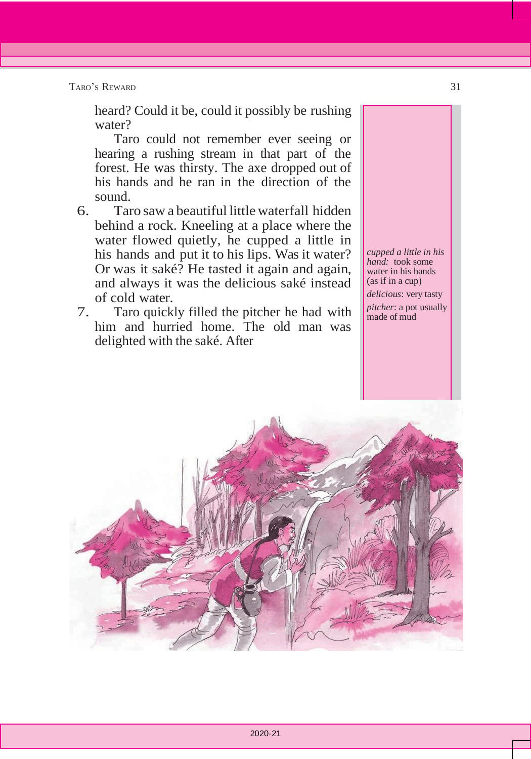heard? Could it be, could it possibly be rushing water?

Taro could not remember ever seeing or hearing a rushing stream in that part of the forest. He was thirsty. The axe dropped out of his hands and he ran in the direction of the sound.

6. Taro saw a beautiful little waterfall hidden behind a rock. Kneeling at a place where the water flowed quietly, he cupped a little in his hands and put it to his lips. Was it water? Or was it saké? He tasted it again and again, and always it was the delicious saké instead of cold water.

7. Taro quickly filled the pitcher he had with him and hurried home. The old man was delighted with the saké. After

*cupped a little in his hand:* took some water in his hands (as if in a cup)

*delicious*: very tasty

*pitcher*: a pot usually made of mud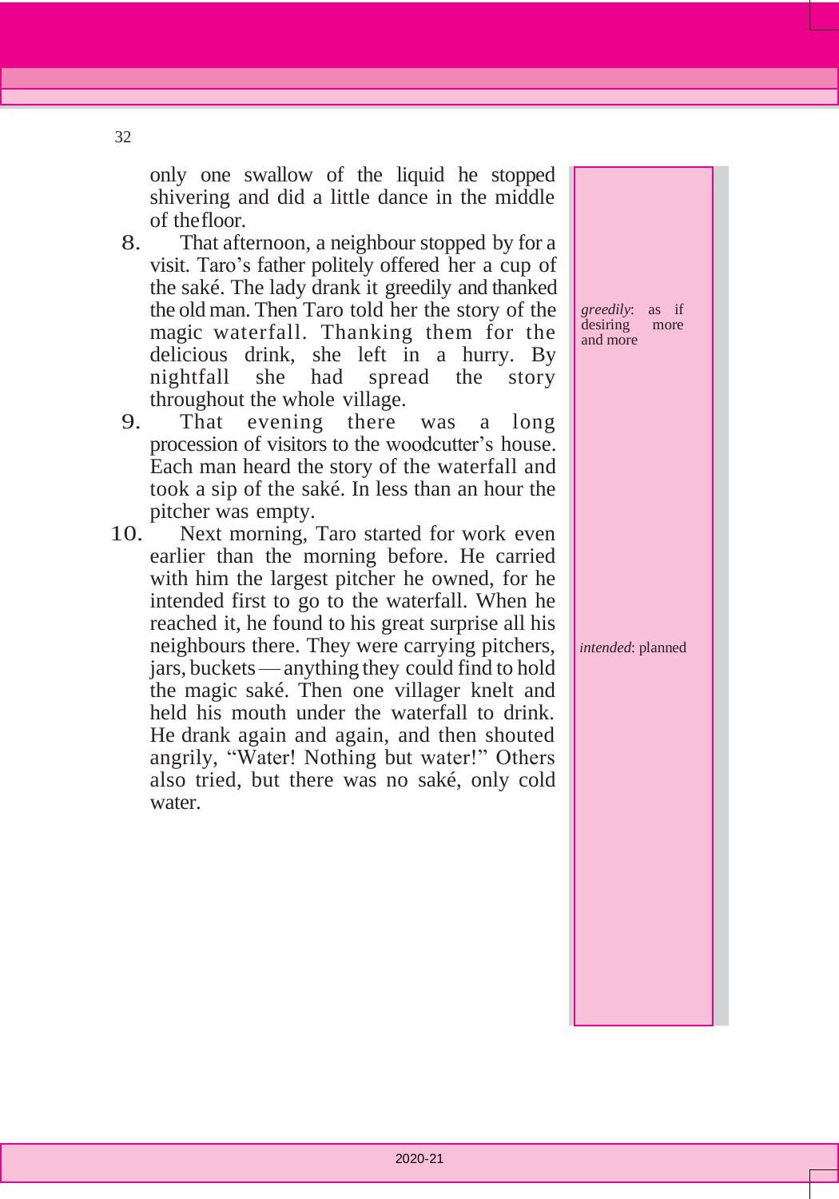only one swallow of the liquid he stopped shivering and did a little dance in the middle of the floor.

8. That afternoon, a neighbour stopped by for a visit. Taro's father politely offered her a cup of the saké. The lady drank it greedily and thanked the old man. Then Taro told her the story of the magic waterfall. Thanking them for the delicious drink, she left in a hurry. By nightfall she had spread the story throughout the whole village.

9. That evening there was a long procession of visitors to the woodcutter's house. Each man heard the story of the waterfall and took a sip of the saké. In less than an hour the pitcher was empty.

10. Next morning, Taro started for work even earlier than the morning before. He carried with him the largest pitcher he owned, for he intended first to go to the waterfall. When he reached it, he found to his great surprise all his neighbours there. They were carrying pitchers, jars, buckets — anything they could find to hold the magic saké. Then one villager knelt and held his mouth under the waterfall to drink. He drank again and again, and then shouted angrily, "Water! Nothing but water!" Others also tried, but there was no saké, only cold water.

*greedily*: as if desiring more and more

*intended*: planned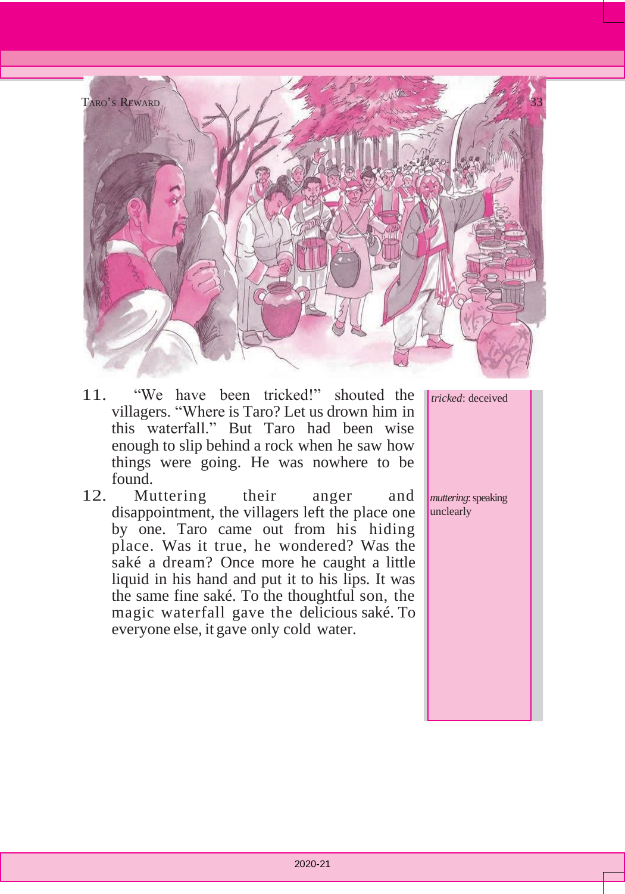11. "We have been tricked!" shouted the villagers. "Where is Taro? Let us drown him in this waterfall." But Taro had been wise enough to slip behind a rock when he saw how things were going. He was nowhere to be found.

12. Muttering their anger and disappointment, the villagers left the place one by one. Taro came out from his hiding place. Was it true, he wondered? Was the saké a dream? Once more he caught a little liquid in his hand and put it to his lips. It was the same fine saké. To the thoughtful son, the magic waterfall gave the delicious saké. To everyone else, it gave only cold water.

*tricked*: deceived

*muttering*: speaking unclearly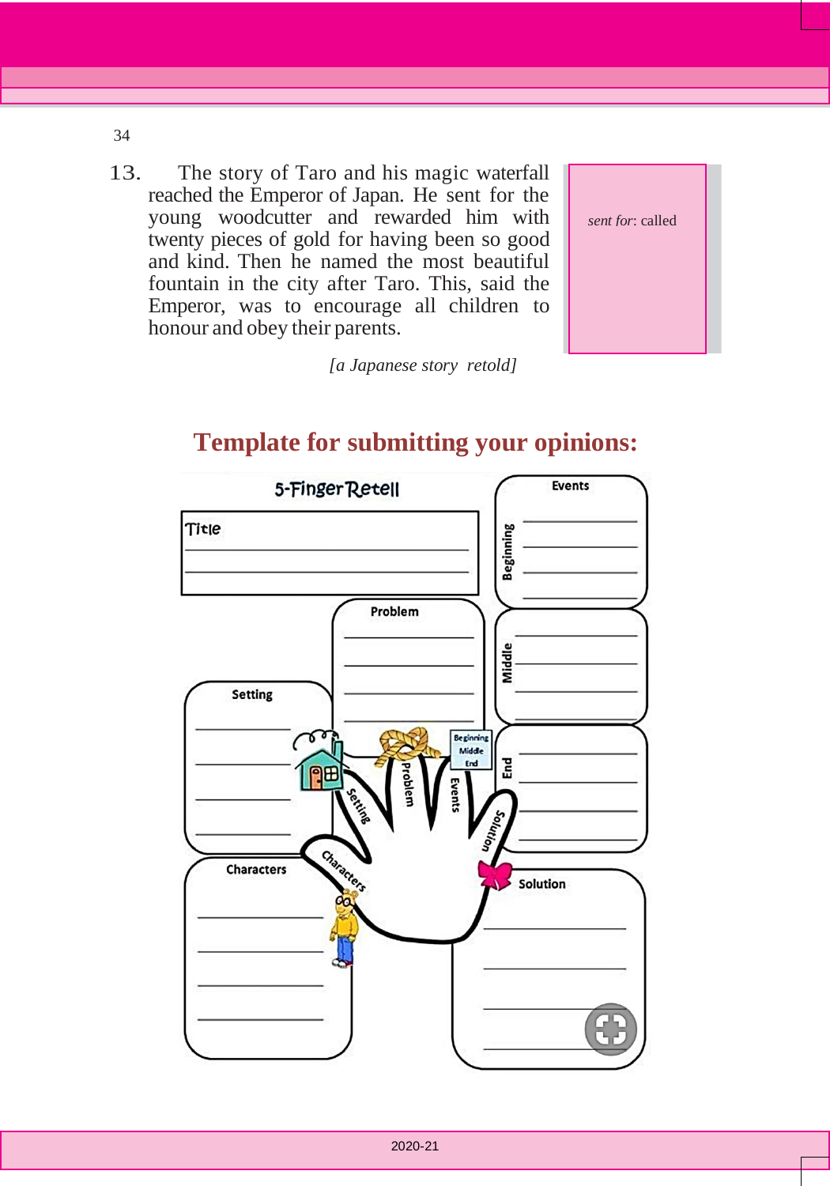13. The story of Taro and his magic waterfall reached the Emperor of Japan. He sent for the young woodcutter and rewarded him with twenty pieces of gold for having been so good and kind. Then he named the most beautiful fountain in the city after Taro. This, said the Emperor, was to encourage all children to honour and obey their parents.

*sent for*: called

*[a Japanese story retold]*

## Template for submitting your opinions:

5-Finger Retell

Title

Problem

Setting

Characters

Events

Beginning

Middle

End

Solution

Beginning
Middle
End

Problem

Events

Setting

Characters

Solution